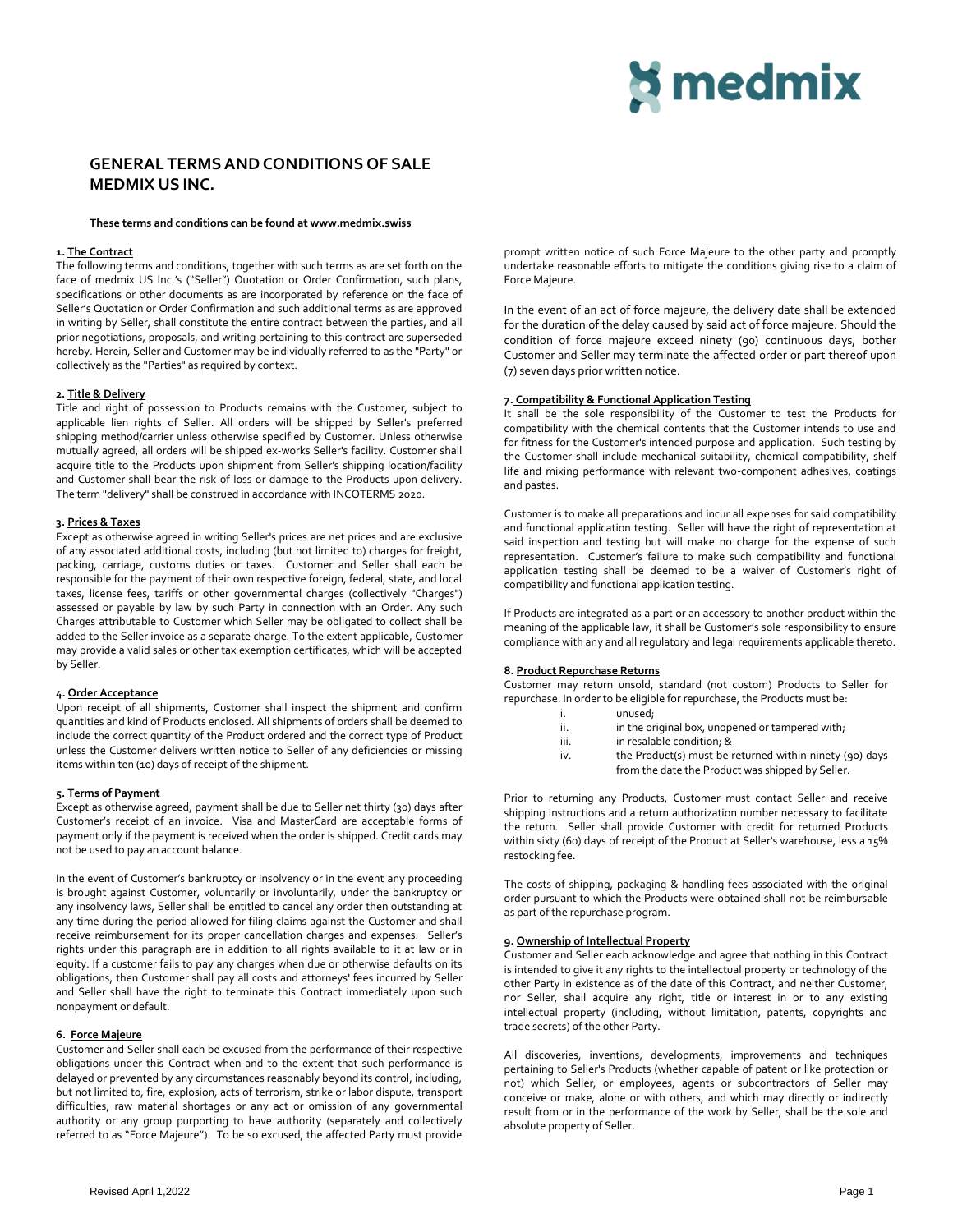# GENERAL TERMS AND CONDITIONS OF SALE MEDMIX US INC.

**These terms and conditions can be found at www.medmix.swiss**

**1. The Contract**

The following terms and conditions, together with such terms as are set forth on the face of medmix US Inc.'s ("Seller") Quotation or Order Confirmation, such plans, specifications or other documents as are incorporated by reference on the face of Seller's Quotation or Order Confirmation and such additional terms as are approved in writing by Seller, shall constitute the entire contract between the parties, and all prior negotiations, proposals, and writing pertaining to this contract are superseded hereby. Herein, Seller and Customer may be individually referred to as the "Party" or collectively as the "Parties" as required by context.

**2. Title & Delivery**

Title and right of possession to Products remains with the Customer, subject to applicable lien rights of Seller. All orders will be shipped by Seller's preferred shipping method/carrier unless otherwise specified by Customer. Unless otherwise mutually agreed, all orders will be shipped ex-works Seller's facility. Customer shall acquire title to the Products upon shipment from Seller's shipping location/facility and Customer shall bear the risk of loss or damage to the Products upon delivery. The term "delivery" shall be construed in accordance with INCOTERMS 2020.

**3. Prices & Taxes**

Except as otherwise agreed in writing Seller's prices are net prices and are exclusive of any associated additional costs, including (but not limited to) charges for freight, packing, carriage, customs duties or taxes. Customer and Seller shall each be responsible for the payment of their own respective foreign, federal, state, and local taxes, license fees, tariffs or other governmental charges (collectively "Charges") assessed or payable by law by such Party in connection with an Order. Any such Charges attributable to Customer which Seller may be obligated to collect shall be added to the Seller invoice as a separate charge. To the extent applicable, Customer may provide a valid sales or other tax exemption certificates, which will be accepted by Seller.

**4. Order Acceptance**

Upon receipt of all shipments, Customer shall inspect the shipment and confirm quantities and kind of Products enclosed. All shipments of orders shall be deemed to include the correct quantity of the Product ordered and the correct type of Product unless the Customer delivers written notice to Seller of any deficiencies or missing items within ten (10) days of receipt of the shipment.

**5. Terms of Payment**

Except as otherwise agreed, payment shall be due to Seller net thirty (30) days after Customer's receipt of an invoice. Visa and MasterCard are acceptable forms of payment only if the payment is received when the order is shipped. Credit cards may not be used to pay an account balance.

In the event of Customer's bankruptcy or insolvency or in the event any proceeding is brought against Customer, voluntarily or involuntarily, under the bankruptcy or any insolvency laws, Seller shall be entitled to cancel any order then outstanding at any time during the period allowed for filing claims against the Customer and shall receive reimbursement for its proper cancellation charges and expenses. Seller's rights under this paragraph are in addition to all rights available to it at law or in equity. If a customer fails to pay any charges when due or otherwise defaults on its obligations, then Customer shall pay all costs and attorneys' fees incurred by Seller and Seller shall have the right to terminate this Contract immediately upon such nonpayment or default.

**6. Force Majeure**

Customer and Seller shall each be excused from the performance of their respective obligations under this Contract when and to the extent that such performance is delayed or prevented by any circumstances reasonably beyond its control, including, but not limited to, fire, explosion, acts of terrorism, strike or labor dispute, transport difficulties, raw material shortages or any act or omission of any governmental authority or any group purporting to have authority (separately and collectively referred to as "Force Majeure"). To be so excused, the affected Party must provide prompt written notice of such Force Majeure to the other party and promptly undertake reasonable efforts to mitigate the conditions giving rise to a claim of Force Majeure.

In the event of an act of force majeure, the delivery date shall be extended for the duration of the delay caused by said act of force majeure. Should the condition of force majeure exceed ninety (90) continuous days, bother Customer and Seller may terminate the affected order or part thereof upon (7) seven days prior written notice.

**7. Compatibility & Functional Application Testing**

It shall be the sole responsibility of the Customer to test the Products for compatibility with the chemical contents that the Customer intends to use and for fitness for the Customer's intended purpose and application. Such testing by the Customer shall include mechanical suitability, chemical compatibility, shelf life and mixing performance with relevant two-component adhesives, coatings and pastes.

Customer is to make all preparations and incur all expenses for said compatibility and functional application testing. Seller will have the right of representation at said inspection and testing but will make no charge for the expense of such representation. Customer's failure to make such compatibility and functional application testing shall be deemed to be a waiver of Customer's right of compatibility and functional application testing.

If Products are integrated as a part or an accessory to another product within the meaning of the applicable law, it shall be Customer's sole responsibility to ensure compliance with any and all regulatory and legal requirements applicable thereto.

**8. Product Repurchase Returns**

Customer may return unsold, standard (not custom) Products to Seller for repurchase. In order to be eligible for repurchase, the Products must be:

i. unused;
ii. in the original box, unopened or tampered with;
iii. in resalable condition; &
iv. the Product(s) must be returned within ninety (90) days from the date the Product was shipped by Seller.

Prior to returning any Products, Customer must contact Seller and receive shipping instructions and a return authorization number necessary to facilitate the return. Seller shall provide Customer with credit for returned Products within sixty (60) days of receipt of the Product at Seller's warehouse, less a 15% restocking fee.

The costs of shipping, packaging & handling fees associated with the original order pursuant to which the Products were obtained shall not be reimbursable as part of the repurchase program.

**9. Ownership of Intellectual Property**

Customer and Seller each acknowledge and agree that nothing in this Contract is intended to give it any rights to the intellectual property or technology of the other Party in existence as of the date of this Contract, and neither Customer, nor Seller, shall acquire any right, title or interest in or to any existing intellectual property (including, without limitation, patents, copyrights and trade secrets) of the other Party.

All discoveries, inventions, developments, improvements and techniques pertaining to Seller's Products (whether capable of patent or like protection or not) which Seller, or employees, agents or subcontractors of Seller may conceive or make, alone or with others, and which may directly or indirectly result from or in the performance of the work by Seller, shall be the sole and absolute property of Seller.

Revised April 1,2022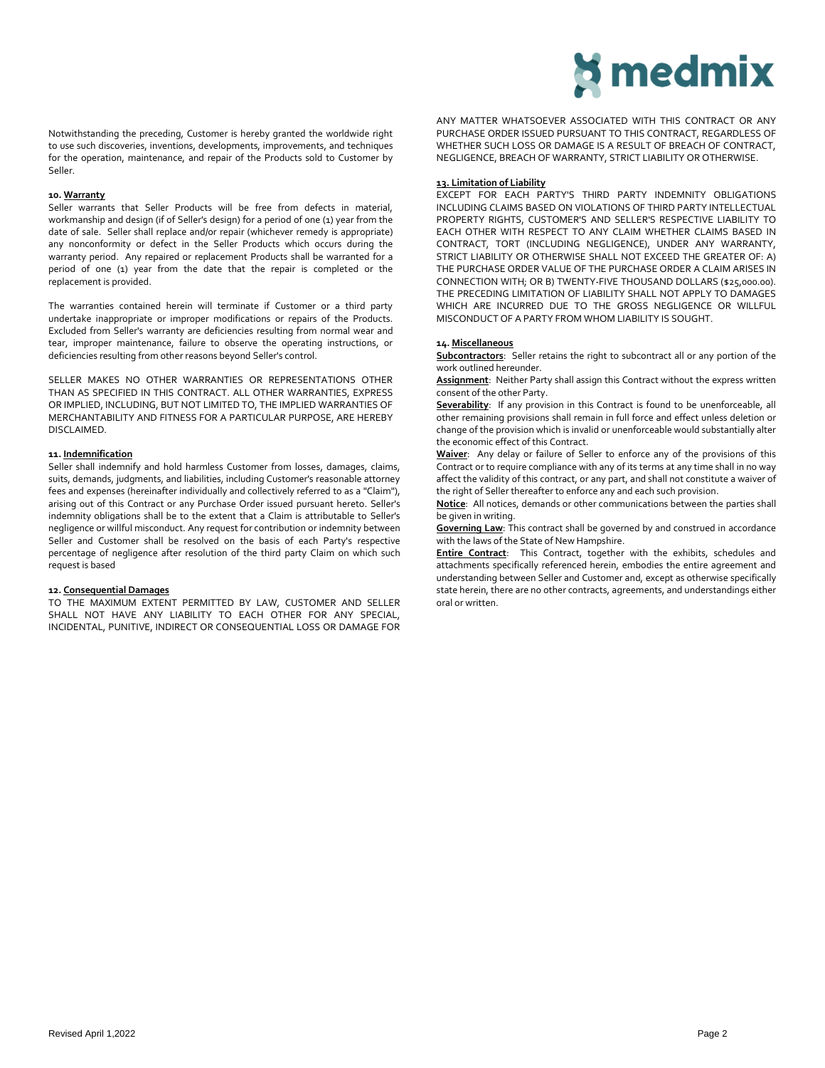Notwithstanding the preceding, Customer is hereby granted the worldwide right to use such discoveries, inventions, developments, improvements, and techniques for the operation, maintenance, and repair of the Products sold to Customer by Seller.

**10. Warranty**

Seller warrants that Seller Products will be free from defects in material, workmanship and design (if of Seller's design) for a period of one (1) year from the date of sale. Seller shall replace and/or repair (whichever remedy is appropriate) any nonconformity or defect in the Seller Products which occurs during the warranty period. Any repaired or replacement Products shall be warranted for a period of one (1) year from the date that the repair is completed or the replacement is provided.

The warranties contained herein will terminate if Customer or a third party undertake inappropriate or improper modifications or repairs of the Products. Excluded from Seller's warranty are deficiencies resulting from normal wear and tear, improper maintenance, failure to observe the operating instructions, or deficiencies resulting from other reasons beyond Seller's control.

SELLER MAKES NO OTHER WARRANTIES OR REPRESENTATIONS OTHER THAN AS SPECIFIED IN THIS CONTRACT. ALL OTHER WARRANTIES, EXPRESS OR IMPLIED, INCLUDING, BUT NOT LIMITED TO, THE IMPLIED WARRANTIES OF MERCHANTABILITY AND FITNESS FOR A PARTICULAR PURPOSE, ARE HEREBY DISCLAIMED.

**11. Indemnification**

Seller shall indemnify and hold harmless Customer from losses, damages, claims, suits, demands, judgments, and liabilities, including Customer's reasonable attorney fees and expenses (hereinafter individually and collectively referred to as a "Claim"), arising out of this Contract or any Purchase Order issued pursuant hereto. Seller's indemnity obligations shall be to the extent that a Claim is attributable to Seller's negligence or willful misconduct. Any request for contribution or indemnity between Seller and Customer shall be resolved on the basis of each Party's respective percentage of negligence after resolution of the third party Claim on which such request is based

**12. Consequential Damages**

TO THE MAXIMUM EXTENT PERMITTED BY LAW, CUSTOMER AND SELLER SHALL NOT HAVE ANY LIABILITY TO EACH OTHER FOR ANY SPECIAL, INCIDENTAL, PUNITIVE, INDIRECT OR CONSEQUENTIAL LOSS OR DAMAGE FOR ANY MATTER WHATSOEVER ASSOCIATED WITH THIS CONTRACT OR ANY PURCHASE ORDER ISSUED PURSUANT TO THIS CONTRACT, REGARDLESS OF WHETHER SUCH LOSS OR DAMAGE IS A RESULT OF BREACH OF CONTRACT, NEGLIGENCE, BREACH OF WARRANTY, STRICT LIABILITY OR OTHERWISE.

**13. Limitation of Liability**

EXCEPT FOR EACH PARTY'S THIRD PARTY INDEMNITY OBLIGATIONS INCLUDING CLAIMS BASED ON VIOLATIONS OF THIRD PARTY INTELLECTUAL PROPERTY RIGHTS, CUSTOMER'S AND SELLER'S RESPECTIVE LIABILITY TO EACH OTHER WITH RESPECT TO ANY CLAIM WHETHER CLAIMS BASED IN CONTRACT, TORT (INCLUDING NEGLIGENCE), UNDER ANY WARRANTY, STRICT LIABILITY OR OTHERWISE SHALL NOT EXCEED THE GREATER OF: A) THE PURCHASE ORDER VALUE OF THE PURCHASE ORDER A CLAIM ARISES IN CONNECTION WITH; OR B) TWENTY-FIVE THOUSAND DOLLARS ($25,000.00). THE PRECEDING LIMITATION OF LIABILITY SHALL NOT APPLY TO DAMAGES WHICH ARE INCURRED DUE TO THE GROSS NEGLIGENCE OR WILLFUL MISCONDUCT OF A PARTY FROM WHOM LIABILITY IS SOUGHT.

**14. Miscellaneous**

**Subcontractors**: Seller retains the right to subcontract all or any portion of the work outlined hereunder.

**Assignment**: Neither Party shall assign this Contract without the express written consent of the other Party.

**Severability**: If any provision in this Contract is found to be unenforceable, all other remaining provisions shall remain in full force and effect unless deletion or change of the provision which is invalid or unenforceable would substantially alter the economic effect of this Contract.

**Waiver**: Any delay or failure of Seller to enforce any of the provisions of this Contract or to require compliance with any of its terms at any time shall in no way affect the validity of this contract, or any part, and shall not constitute a waiver of the right of Seller thereafter to enforce any and each such provision.

**Notice**: All notices, demands or other communications between the parties shall be given in writing.

**Governing Law**: This contract shall be governed by and construed in accordance with the laws of the State of New Hampshire.

**Entire Contract**: This Contract, together with the exhibits, schedules and attachments specifically referenced herein, embodies the entire agreement and understanding between Seller and Customer and, except as otherwise specifically state herein, there are no other contracts, agreements, and understandings either oral or written.

Revised April 1,2022